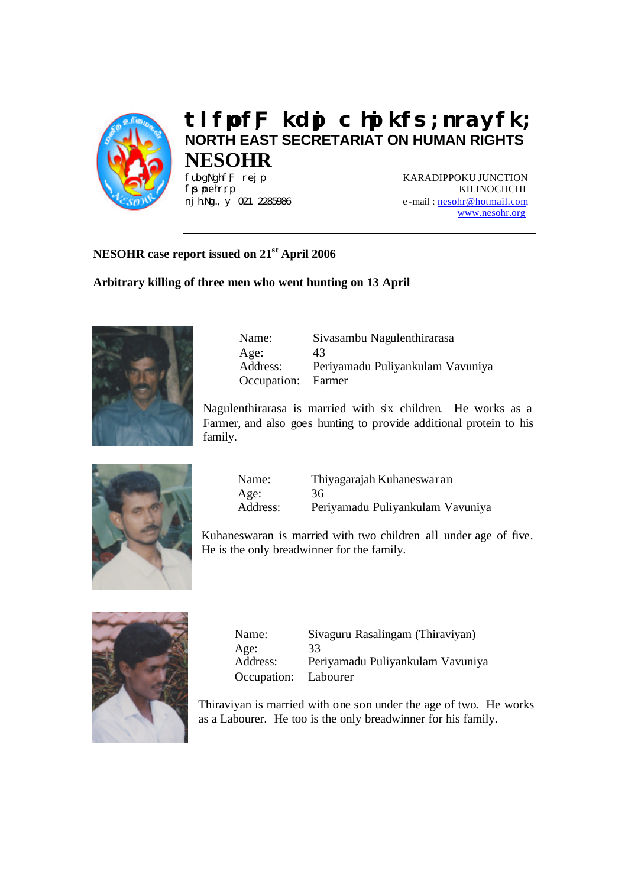# tlfpof;F kdpj chpikfs;nrayfk;

## NORTH EAST SECRETARIAT ON HUMAN RIGHTS

## NESOHR

fubgNghf;F rej p
fpspnehr;rp
nj hNg., y 021 2285986

KARADIPPOKU JUNCTION
KILINOCHCHI
e-mail : nesohr@hotmail.com
www.nesohr.org

---

**NESOHR case report issued on 21st April 2006**

**Arbitrary killing of three men who went hunting on 13 April**

| | |
|---|---|
| Name: | Sivasambu Nagulenthirarasa |
| Age: | 43 |
| Address: | Periyamadu Puliyankulam Vavuniya |
| Occupation: | Farmer |

Nagulenthirarasa is married with six children. He works as a Farmer, and also goes hunting to provide additional protein to his family.

| | |
|---|---|
| Name: | Thiyagarajah Kuhaneswaran |
| Age: | 36 |
| Address: | Periyamadu Puliyankulam Vavuniya |

Kuhaneswaran is married with two children all under age of five. He is the only breadwinner for the family.

| | |
|---|---|
| Name: | Sivaguru Rasalingam (Thiraviyan) |
| Age: | 33 |
| Address: | Periyamadu Puliyankulam Vavuniya |
| Occupation: | Labourer |

Thiraviyan is married with one son under the age of two. He works as a Labourer. He too is the only breadwinner for his family.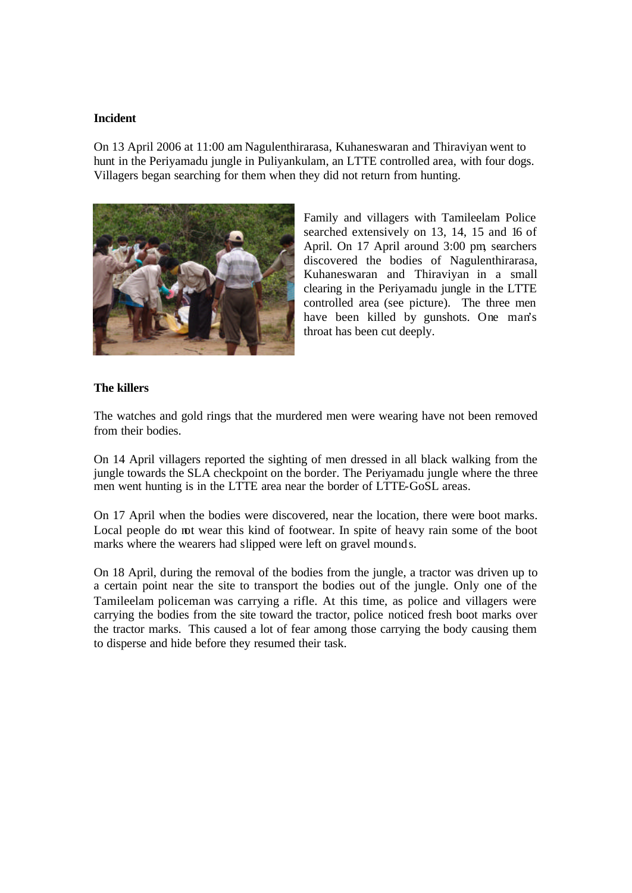**Incident**

On 13 April 2006 at 11:00 am Nagulenthirarasa, Kuhaneswaran and Thiraviyan went to hunt in the Periyamadu jungle in Puliyankulam, an LTTE controlled area, with four dogs. Villagers began searching for them when they did not return from hunting.

Family and villagers with Tamileelam Police searched extensively on 13, 14, 15 and 16 of April. On 17 April around 3:00 pm, searchers discovered the bodies of Nagulenthirarasa, Kuhaneswaran and Thiraviyan in a small clearing in the Periyamadu jungle in the LTTE controlled area (see picture). The three men have been killed by gunshots. One man's throat has been cut deeply.

**The killers**

The watches and gold rings that the murdered men were wearing have not been removed from their bodies.

On 14 April villagers reported the sighting of men dressed in all black walking from the jungle towards the SLA checkpoint on the border. The Periyamadu jungle where the three men went hunting is in the LTTE area near the border of LTTE-GoSL areas.

On 17 April when the bodies were discovered, near the location, there were boot marks. Local people do not wear this kind of footwear. In spite of heavy rain some of the boot marks where the wearers had slipped were left on gravel mounds.

On 18 April, during the removal of the bodies from the jungle, a tractor was driven up to a certain point near the site to transport the bodies out of the jungle. Only one of the Tamileelam policeman was carrying a rifle. At this time, as police and villagers were carrying the bodies from the site toward the tractor, police noticed fresh boot marks over the tractor marks. This caused a lot of fear among those carrying the body causing them to disperse and hide before they resumed their task.